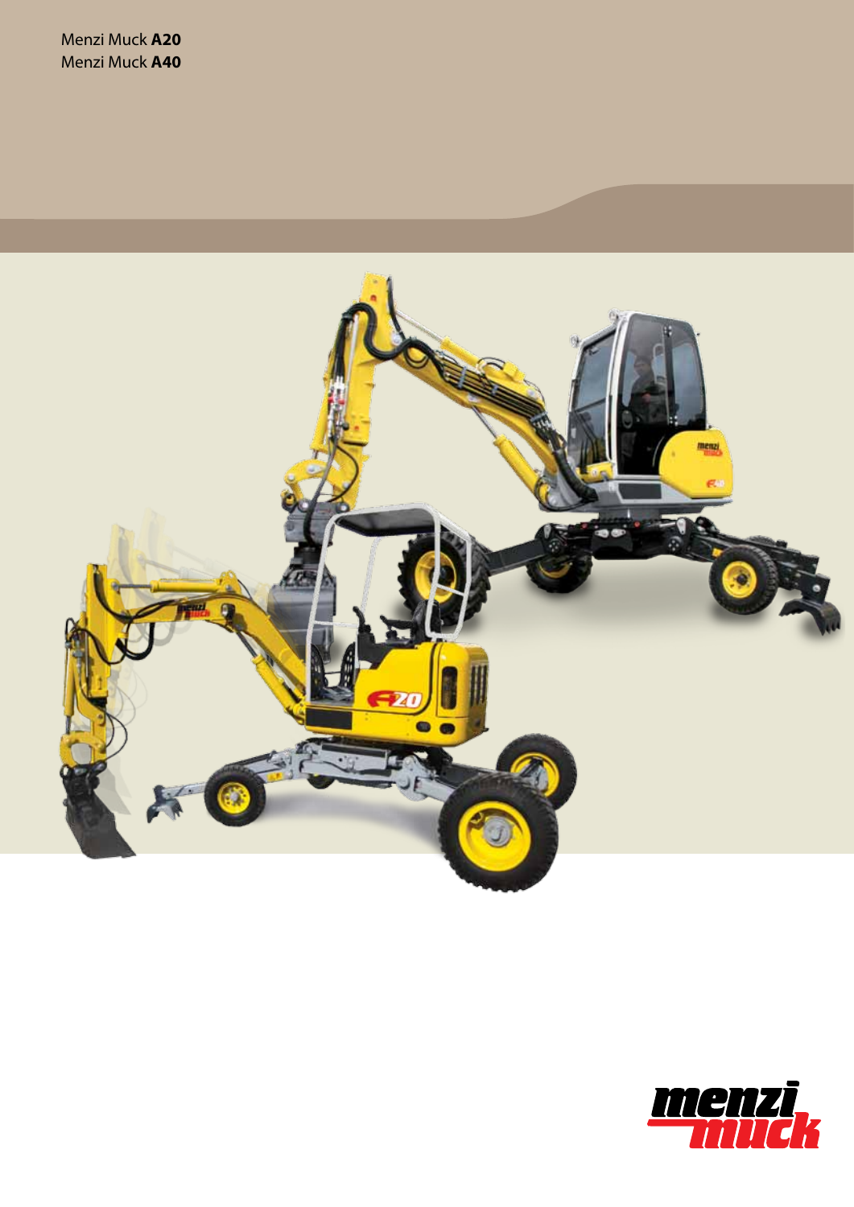Menzi Muck **A20**
Menzi Muck **A40**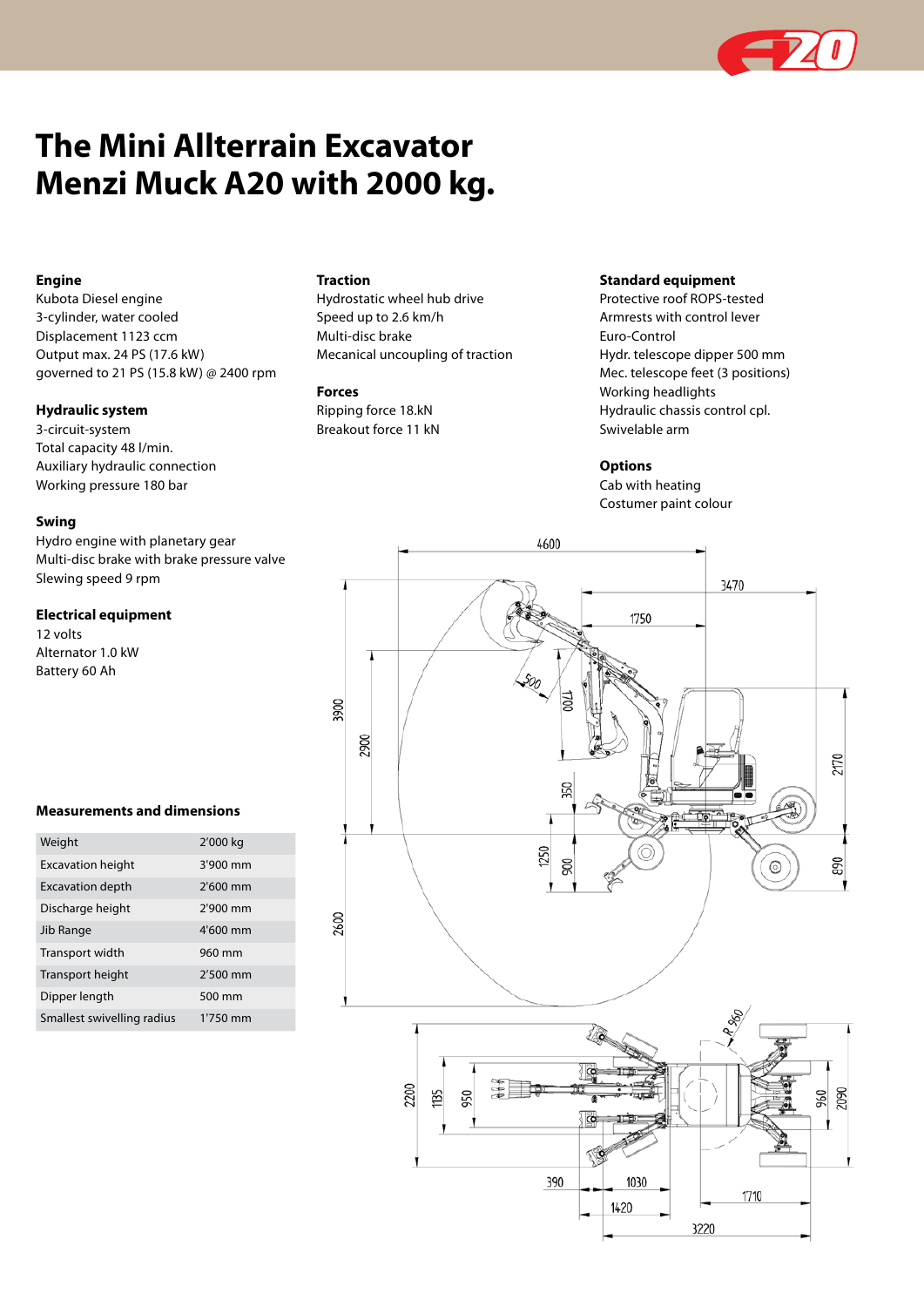# The Mini Allterrain Excavator Menzi Muck A20 with 2000 kg.

### Engine
Kubota Diesel engine
3-cylinder, water cooled
Displacement 1123 ccm
Output max. 24 PS (17.6 kW)
governed to 21 PS (15.8 kW) @ 2400 rpm

### Hydraulic system
3-circuit-system
Total capacity 48 l/min.
Auxiliary hydraulic connection
Working pressure 180 bar

### Swing
Hydro engine with planetary gear
Multi-disc brake with brake pressure valve
Slewing speed 9 rpm

### Electrical equipment
12 volts
Alternator 1.0 kW
Battery 60 Ah

### Traction
Hydrostatic wheel hub drive
Speed up to 2.6 km/h
Multi-disc brake
Mecanical uncoupling of traction

### Forces
Ripping force 18.kN
Breakout force 11 kN

### Standard equipment
Protective roof ROPS-tested
Armrests with control lever
Euro-Control
Hydr. telescope dipper 500 mm
Mec. telescope feet (3 positions)
Working headlights
Hydraulic chassis control cpl.
Swivelable arm

### Options
Cab with heating
Costumer paint colour

### Measurements and dimensions

| | |
|---|---|
| Weight | 2'000 kg |
| Excavation height | 3'900 mm |
| Excavation depth | 2'600 mm |
| Discharge height | 2'900 mm |
| Jib Range | 4'600 mm |
| Transport width | 960 mm |
| Transport height | 2'500 mm |
| Dipper length | 500 mm |
| Smallest swivelling radius | 1'750 mm |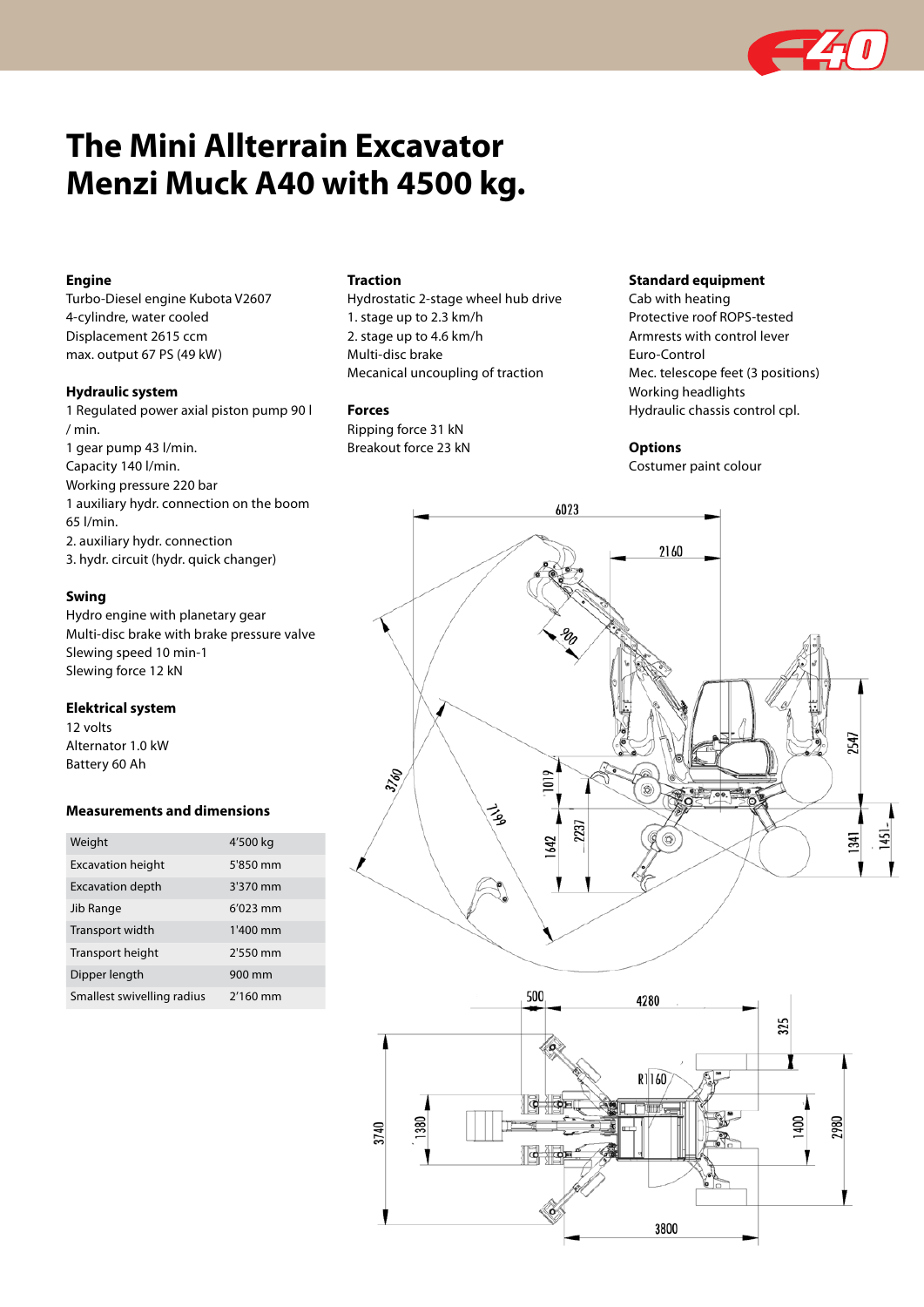# The Mini Allterrain Excavator Menzi Muck A40 with 4500 kg.

**Engine**
Turbo-Diesel engine Kubota V2607
4-cylindre, water cooled
Displacement 2615 ccm
max. output 67 PS (49 kW)

**Hydraulic system**
1 Regulated power axial piston pump 90 l / min.
1 gear pump 43 l/min.
Capacity 140 l/min.
Working pressure 220 bar
1 auxiliary hydr. connection on the boom 65 l/min.
2. auxiliary hydr. connection
3. hydr. circuit (hydr. quick changer)

**Swing**
Hydro engine with planetary gear
Multi-disc brake with brake pressure valve
Slewing speed 10 min-1
Slewing force 12 kN

**Elektrical system**
12 volts
Alternator 1.0 kW
Battery 60 Ah

**Traction**
Hydrostatic 2-stage wheel hub drive
1. stage up to 2.3 km/h
2. stage up to 4.6 km/h
Multi-disc brake
Mecanical uncoupling of traction

**Forces**
Ripping force 31 kN
Breakout force 23 kN

**Standard equipment**
Cab with heating
Protective roof ROPS-tested
Armrests with control lever
Euro-Control
Mec. telescope feet (3 positions)
Working headlights
Hydraulic chassis control cpl.

**Options**
Costumer paint colour

**Measurements and dimensions**

| | |
|---|---|
| Weight | 4'500 kg |
| Excavation height | 5'850 mm |
| Excavation depth | 3'370 mm |
| Jib Range | 6'023 mm |
| Transport width | 1'400 mm |
| Transport height | 2'550 mm |
| Dipper length | 900 mm |
| Smallest swivelling radius | 2'160 mm |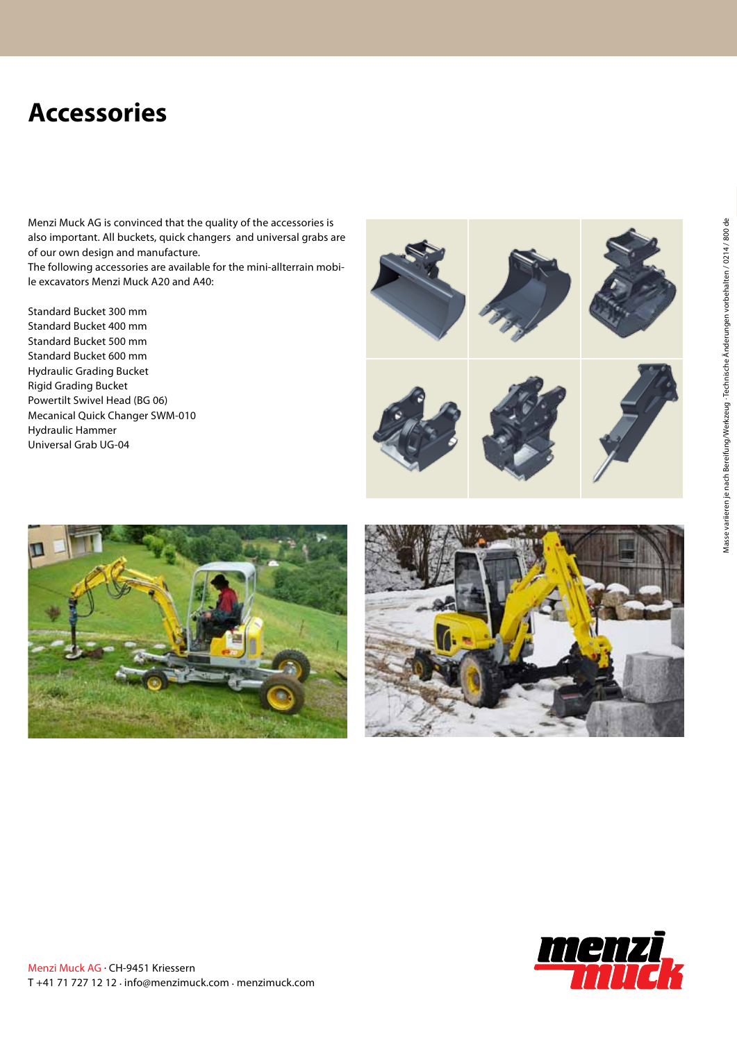# Accessories

Menzi Muck AG is convinced that the quality of the accessories is also important. All buckets, quick changers and universal grabs are of our own design and manufacture.
The following accessories are available for the mini-allterrain mobile excavators Menzi Muck A20 and A40:

Standard Bucket 300 mm
Standard Bucket 400 mm
Standard Bucket 500 mm
Standard Bucket 600 mm
Hydraulic Grading Bucket
Rigid Grading Bucket
Powertilt Swivel Head (BG 06)
Mecanical Quick Changer SWM-010
Hydraulic Hammer
Universal Grab UG-04

Masse variieren je nach Bereifung/Werkzeug · Technische Änderungen vorbehalten / 0214 / 800 de

Menzi Muck AG · CH-9451 Kriessern
T +41 71 727 12 12 · info@menzimuck.com · menzimuck.com